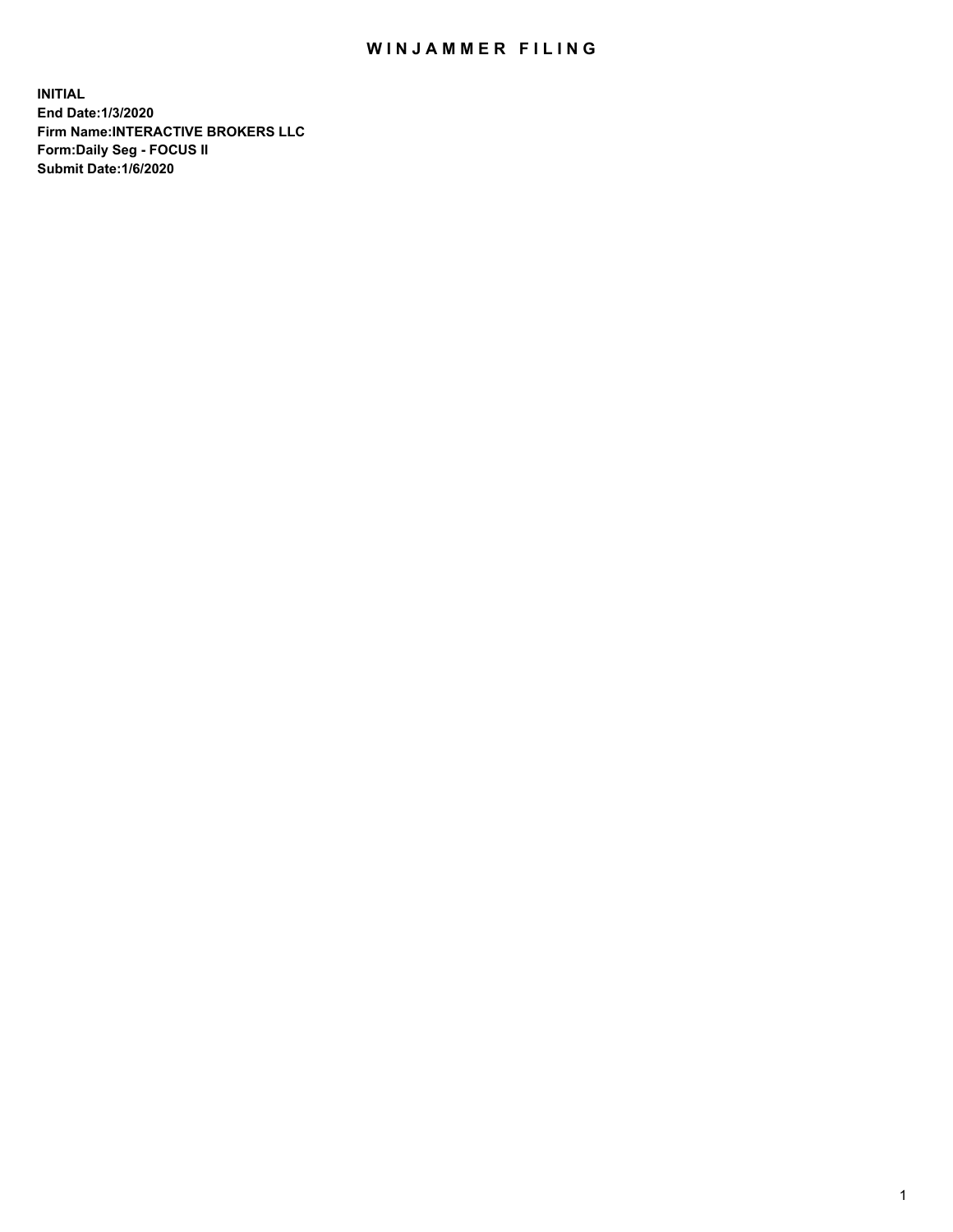# WINJAMMER FILING

**INITIAL**
**End Date:1/3/2020**
**Firm Name:INTERACTIVE BROKERS LLC**
**Form:Daily Seg - FOCUS II**
**Submit Date:1/6/2020**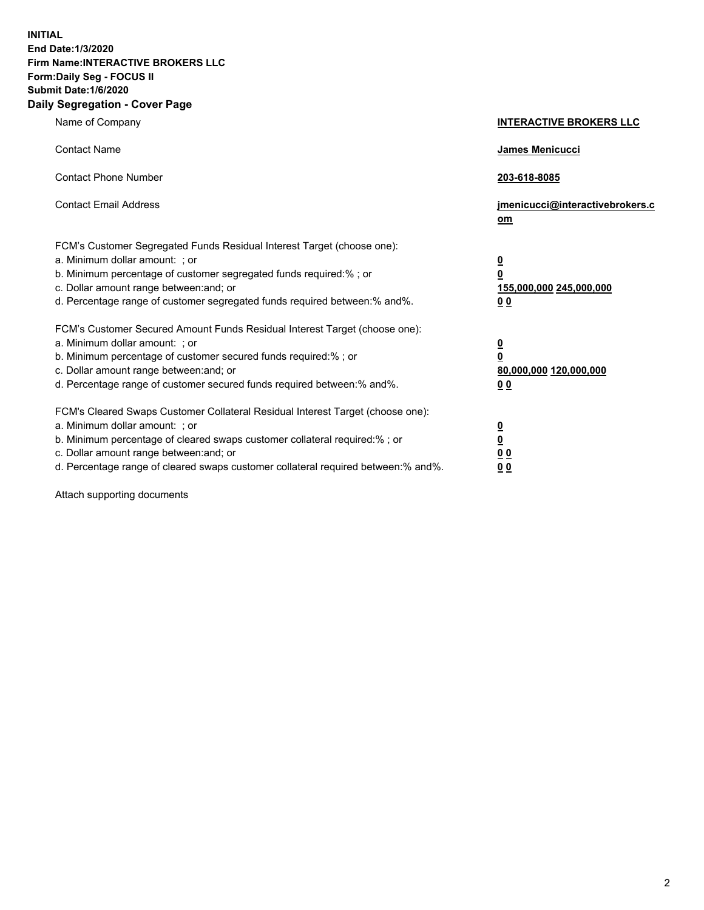**INITIAL**
**End Date:1/3/2020**
**Firm Name:INTERACTIVE BROKERS LLC**
**Form:Daily Seg - FOCUS II**
**Submit Date:1/6/2020**
**Daily Segregation - Cover Page**

| | |
|---|---|
| Name of Company | **INTERACTIVE BROKERS LLC** |
| Contact Name | **James Menicucci** |
| Contact Phone Number | **203-618-8085** |
| Contact Email Address | **jmenicucci@interactivebrokers.com** |

| | |
|---|---|
| FCM's Customer Segregated Funds Residual Interest Target (choose one): | |
| a. Minimum dollar amount: ; or | **0** |
| b. Minimum percentage of customer segregated funds required:% ; or | **0** |
| c. Dollar amount range between:and; or | **155,000,000 245,000,000** |
| d. Percentage range of customer segregated funds required between:% and%. | **0 0** |
| FCM's Customer Secured Amount Funds Residual Interest Target (choose one): | |
| a. Minimum dollar amount: ; or | **0** |
| b. Minimum percentage of customer secured funds required:% ; or | **0** |
| c. Dollar amount range between:and; or | **80,000,000 120,000,000** |
| d. Percentage range of customer secured funds required between:% and%. | **0 0** |
| FCM's Cleared Swaps Customer Collateral Residual Interest Target (choose one): | |
| a. Minimum dollar amount: ; or | **0** |
| b. Minimum percentage of cleared swaps customer collateral required:% ; or | **0** |
| c. Dollar amount range between:and; or | **0 0** |
| d. Percentage range of cleared swaps customer collateral required between:% and%. | **0 0** |

Attach supporting documents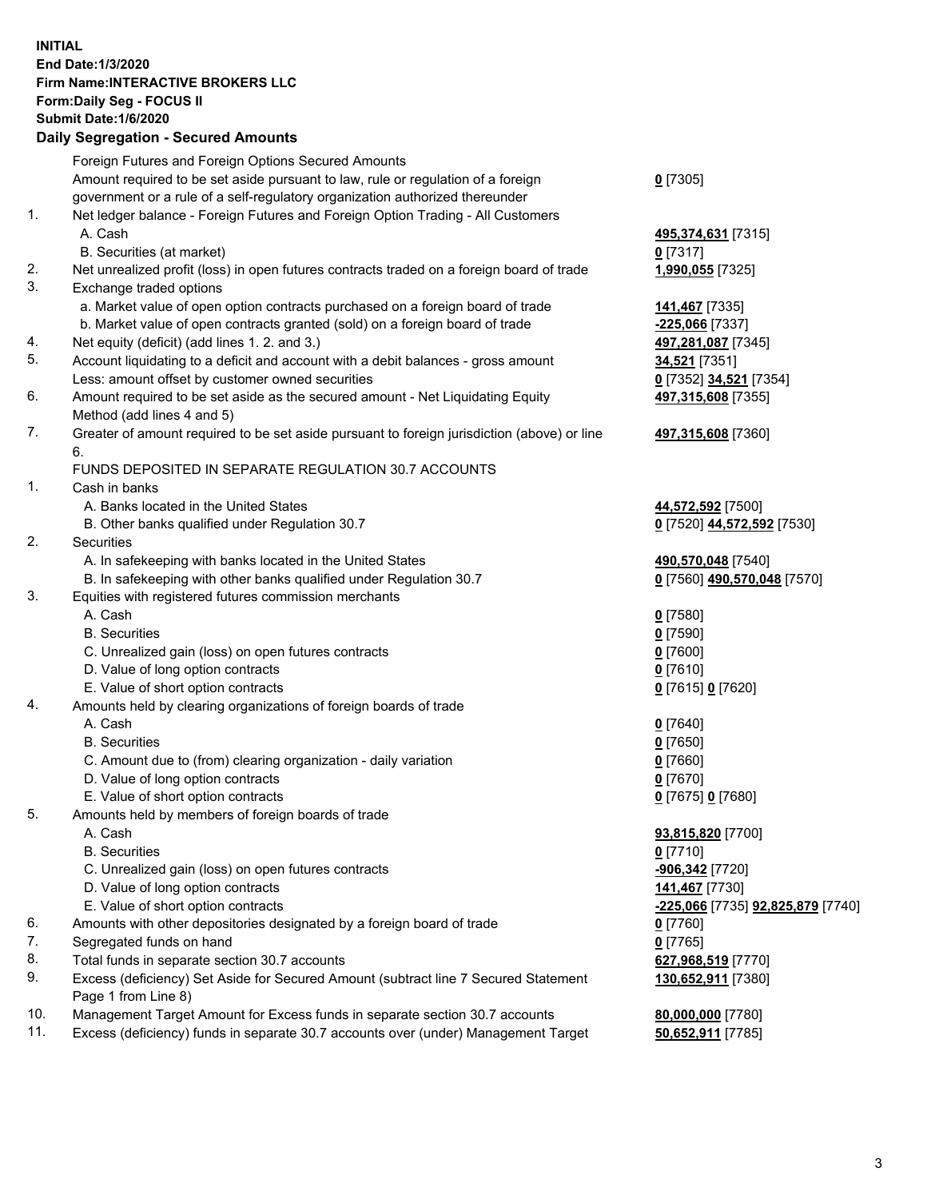**INITIAL**
**End Date:1/3/2020**
**Firm Name:INTERACTIVE BROKERS LLC**
**Form:Daily Seg - FOCUS II**
**Submit Date:1/6/2020**

## Daily Segregation - Secured Amounts

| | | |
|---|---|---|
| | Foreign Futures and Foreign Options Secured Amounts | |
| | Amount required to be set aside pursuant to law, rule or regulation of a foreign government or a rule of a self-regulatory organization authorized thereunder | **0** [7305] |
| 1. | Net ledger balance - Foreign Futures and Foreign Option Trading - All Customers | |
| | A. Cash | **495,374,631** [7315] |
| | B. Securities (at market) | **0** [7317] |
| 2. | Net unrealized profit (loss) in open futures contracts traded on a foreign board of trade | **1,990,055** [7325] |
| 3. | Exchange traded options | |
| | a. Market value of open option contracts purchased on a foreign board of trade | **141,467** [7335] |
| | b. Market value of open contracts granted (sold) on a foreign board of trade | **-225,066** [7337] |
| 4. | Net equity (deficit) (add lines 1. 2. and 3.) | **497,281,087** [7345] |
| 5. | Account liquidating to a deficit and account with a debit balances - gross amount | **34,521** [7351] |
| | Less: amount offset by customer owned securities | **0** [7352] **34,521** [7354] |
| 6. | Amount required to be set aside as the secured amount - Net Liquidating Equity Method (add lines 4 and 5) | **497,315,608** [7355] |
| 7. | Greater of amount required to be set aside pursuant to foreign jurisdiction (above) or line 6. | **497,315,608** [7360] |
| | FUNDS DEPOSITED IN SEPARATE REGULATION 30.7 ACCOUNTS | |
| 1. | Cash in banks | |
| | A. Banks located in the United States | **44,572,592** [7500] |
| | B. Other banks qualified under Regulation 30.7 | **0** [7520] **44,572,592** [7530] |
| 2. | Securities | |
| | A. In safekeeping with banks located in the United States | **490,570,048** [7540] |
| | B. In safekeeping with other banks qualified under Regulation 30.7 | **0** [7560] **490,570,048** [7570] |
| 3. | Equities with registered futures commission merchants | |
| | A. Cash | **0** [7580] |
| | B. Securities | **0** [7590] |
| | C. Unrealized gain (loss) on open futures contracts | **0** [7600] |
| | D. Value of long option contracts | **0** [7610] |
| | E. Value of short option contracts | **0** [7615] **0** [7620] |
| 4. | Amounts held by clearing organizations of foreign boards of trade | |
| | A. Cash | **0** [7640] |
| | B. Securities | **0** [7650] |
| | C. Amount due to (from) clearing organization - daily variation | **0** [7660] |
| | D. Value of long option contracts | **0** [7670] |
| | E. Value of short option contracts | **0** [7675] **0** [7680] |
| 5. | Amounts held by members of foreign boards of trade | |
| | A. Cash | **93,815,820** [7700] |
| | B. Securities | **0** [7710] |
| | C. Unrealized gain (loss) on open futures contracts | **-906,342** [7720] |
| | D. Value of long option contracts | **141,467** [7730] |
| | E. Value of short option contracts | **-225,066** [7735] **92,825,879** [7740] |
| 6. | Amounts with other depositories designated by a foreign board of trade | **0** [7760] |
| 7. | Segregated funds on hand | **0** [7765] |
| 8. | Total funds in separate section 30.7 accounts | **627,968,519** [7770] |
| 9. | Excess (deficiency) Set Aside for Secured Amount (subtract line 7 Secured Statement Page 1 from Line 8) | **130,652,911** [7380] |
| 10. | Management Target Amount for Excess funds in separate section 30.7 accounts | **80,000,000** [7780] |
| 11. | Excess (deficiency) funds in separate 30.7 accounts over (under) Management Target | **50,652,911** [7785] |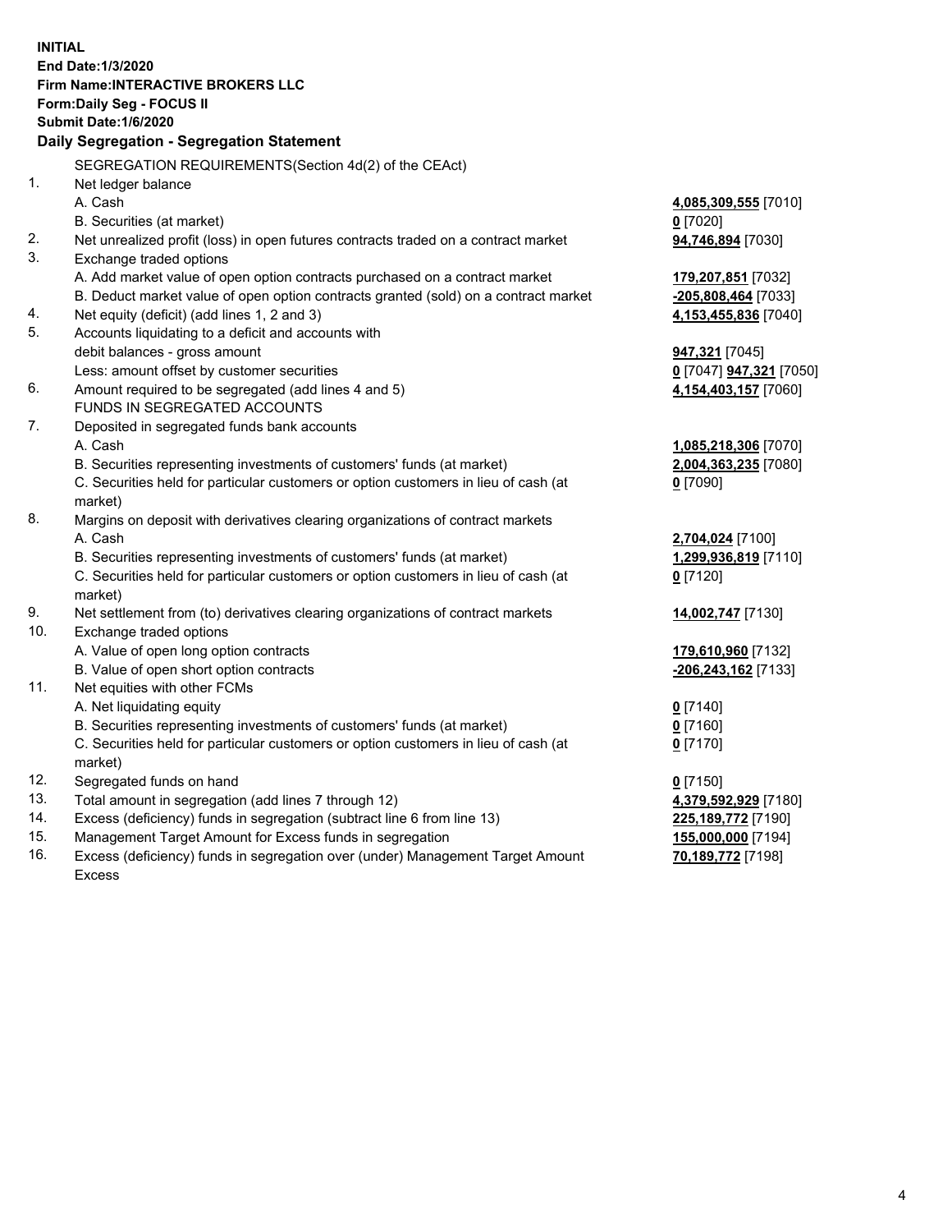**INITIAL**
**End Date:1/3/2020**
**Firm Name:INTERACTIVE BROKERS LLC**
**Form:Daily Seg - FOCUS II**
**Submit Date:1/6/2020**

**Daily Segregation - Segregation Statement**

| | | |
|---|---|---|
| | SEGREGATION REQUIREMENTS(Section 4d(2) of the CEAct) | |
| 1. | Net ledger balance | |
| | A. Cash | **4,085,309,555** [7010] |
| | B. Securities (at market) | **0** [7020] |
| 2. | Net unrealized profit (loss) in open futures contracts traded on a contract market | **94,746,894** [7030] |
| 3. | Exchange traded options | |
| | A. Add market value of open option contracts purchased on a contract market | **179,207,851** [7032] |
| | B. Deduct market value of open option contracts granted (sold) on a contract market | **-205,808,464** [7033] |
| 4. | Net equity (deficit) (add lines 1, 2 and 3) | **4,153,455,836** [7040] |
| 5. | Accounts liquidating to a deficit and accounts with | |
| | debit balances - gross amount | **947,321** [7045] |
| | Less: amount offset by customer securities | **0** [7047] **947,321** [7050] |
| 6. | Amount required to be segregated (add lines 4 and 5) | **4,154,403,157** [7060] |
| | FUNDS IN SEGREGATED ACCOUNTS | |
| 7. | Deposited in segregated funds bank accounts | |
| | A. Cash | **1,085,218,306** [7070] |
| | B. Securities representing investments of customers' funds (at market) | **2,004,363,235** [7080] |
| | C. Securities held for particular customers or option customers in lieu of cash (at market) | **0** [7090] |
| 8. | Margins on deposit with derivatives clearing organizations of contract markets | |
| | A. Cash | **2,704,024** [7100] |
| | B. Securities representing investments of customers' funds (at market) | **1,299,936,819** [7110] |
| | C. Securities held for particular customers or option customers in lieu of cash (at market) | **0** [7120] |
| 9. | Net settlement from (to) derivatives clearing organizations of contract markets | **14,002,747** [7130] |
| 10. | Exchange traded options | |
| | A. Value of open long option contracts | **179,610,960** [7132] |
| | B. Value of open short option contracts | **-206,243,162** [7133] |
| 11. | Net equities with other FCMs | |
| | A. Net liquidating equity | **0** [7140] |
| | B. Securities representing investments of customers' funds (at market) | **0** [7160] |
| | C. Securities held for particular customers or option customers in lieu of cash (at market) | **0** [7170] |
| 12. | Segregated funds on hand | **0** [7150] |
| 13. | Total amount in segregation (add lines 7 through 12) | **4,379,592,929** [7180] |
| 14. | Excess (deficiency) funds in segregation (subtract line 6 from line 13) | **225,189,772** [7190] |
| 15. | Management Target Amount for Excess funds in segregation | **155,000,000** [7194] |
| 16. | Excess (deficiency) funds in segregation over (under) Management Target Amount Excess | **70,189,772** [7198] |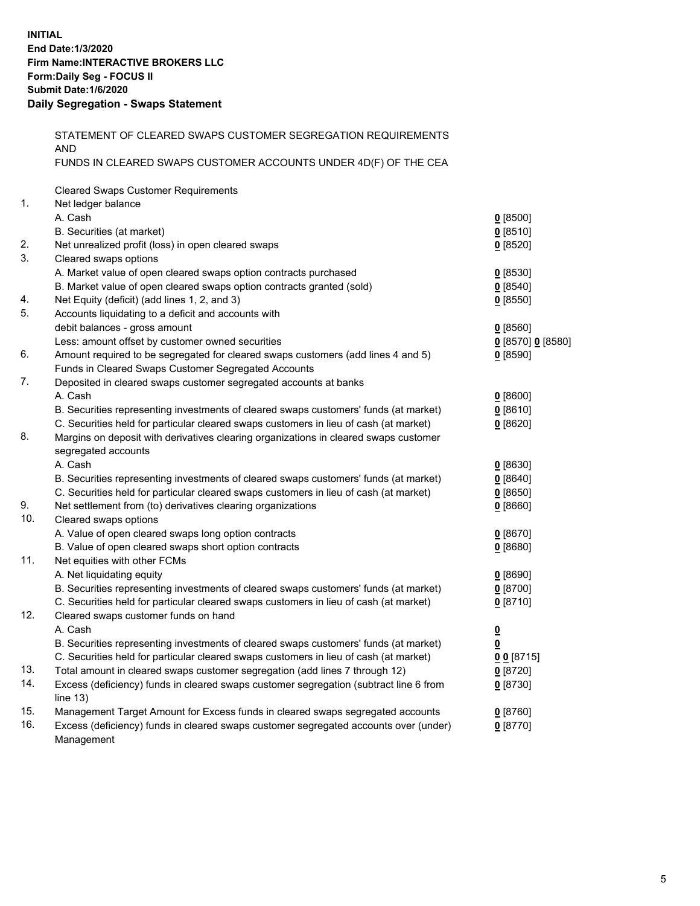**INITIAL**
**End Date:1/3/2020**
**Firm Name:INTERACTIVE BROKERS LLC**
**Form:Daily Seg - FOCUS II**
**Submit Date:1/6/2020**
**Daily Segregation - Swaps Statement**

STATEMENT OF CLEARED SWAPS CUSTOMER SEGREGATION REQUIREMENTS
AND
FUNDS IN CLEARED SWAPS CUSTOMER ACCOUNTS UNDER 4D(F) OF THE CEA

| | | |
|---|---|---|
| | Cleared Swaps Customer Requirements | |
| 1. | Net ledger balance | |
| | A. Cash | 0 [8500] |
| | B. Securities (at market) | 0 [8510] |
| 2. | Net unrealized profit (loss) in open cleared swaps | 0 [8520] |
| 3. | Cleared swaps options | |
| | A. Market value of open cleared swaps option contracts purchased | 0 [8530] |
| | B. Market value of open cleared swaps option contracts granted (sold) | 0 [8540] |
| 4. | Net Equity (deficit) (add lines 1, 2, and 3) | 0 [8550] |
| 5. | Accounts liquidating to a deficit and accounts with | |
| | debit balances - gross amount | 0 [8560] |
| | Less: amount offset by customer owned securities | 0 [8570] 0 [8580] |
| 6. | Amount required to be segregated for cleared swaps customers (add lines 4 and 5) | 0 [8590] |
| | Funds in Cleared Swaps Customer Segregated Accounts | |
| 7. | Deposited in cleared swaps customer segregated accounts at banks | |
| | A. Cash | 0 [8600] |
| | B. Securities representing investments of cleared swaps customers' funds (at market) | 0 [8610] |
| | C. Securities held for particular cleared swaps customers in lieu of cash (at market) | 0 [8620] |
| 8. | Margins on deposit with derivatives clearing organizations in cleared swaps customer segregated accounts | |
| | A. Cash | 0 [8630] |
| | B. Securities representing investments of cleared swaps customers' funds (at market) | 0 [8640] |
| | C. Securities held for particular cleared swaps customers in lieu of cash (at market) | 0 [8650] |
| 9. | Net settlement from (to) derivatives clearing organizations | 0 [8660] |
| 10. | Cleared swaps options | |
| | A. Value of open cleared swaps long option contracts | 0 [8670] |
| | B. Value of open cleared swaps short option contracts | 0 [8680] |
| 11. | Net equities with other FCMs | |
| | A. Net liquidating equity | 0 [8690] |
| | B. Securities representing investments of cleared swaps customers' funds (at market) | 0 [8700] |
| | C. Securities held for particular cleared swaps customers in lieu of cash (at market) | 0 [8710] |
| 12. | Cleared swaps customer funds on hand | |
| | A. Cash | 0 |
| | B. Securities representing investments of cleared swaps customers' funds (at market) | 0 |
| | C. Securities held for particular cleared swaps customers in lieu of cash (at market) | 0 0 [8715] |
| 13. | Total amount in cleared swaps customer segregation (add lines 7 through 12) | 0 [8720] |
| 14. | Excess (deficiency) funds in cleared swaps customer segregation (subtract line 6 from line 13) | 0 [8730] |
| 15. | Management Target Amount for Excess funds in cleared swaps segregated accounts | 0 [8760] |
| 16. | Excess (deficiency) funds in cleared swaps customer segregated accounts over (under) Management | 0 [8770] |